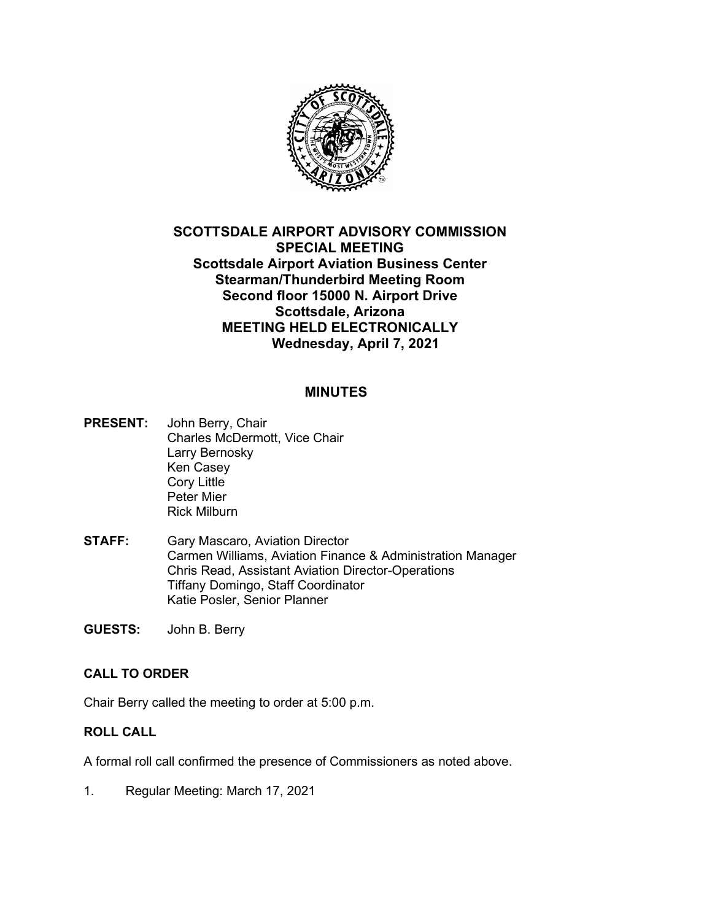# SCOTTSDALE AIRPORT ADVISORY COMMISSION
## SPECIAL MEETING
**Scottsdale Airport Aviation Business Center**
**Stearman/Thunderbird Meeting Room**
**Second floor 15000 N. Airport Drive**
**Scottsdale, Arizona**
**MEETING HELD ELECTRONICALLY**
**Wednesday, April 7, 2021**

## MINUTES

**PRESENT:** John Berry, Chair
Charles McDermott, Vice Chair
Larry Bernosky
Ken Casey
Cory Little
Peter Mier
Rick Milburn

**STAFF:** Gary Mascaro, Aviation Director
Carmen Williams, Aviation Finance & Administration Manager
Chris Read, Assistant Aviation Director-Operations
Tiffany Domingo, Staff Coordinator
Katie Posler, Senior Planner

**GUESTS:** John B. Berry

### CALL TO ORDER

Chair Berry called the meeting to order at 5:00 p.m.

### ROLL CALL

A formal roll call confirmed the presence of Commissioners as noted above.

1. Regular Meeting: March 17, 2021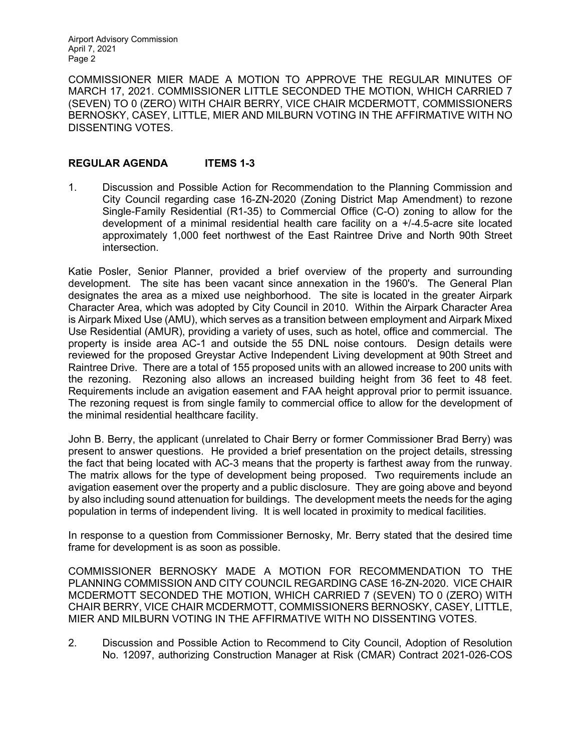COMMISSIONER MIER MADE A MOTION TO APPROVE THE REGULAR MINUTES OF MARCH 17, 2021. COMMISSIONER LITTLE SECONDED THE MOTION, WHICH CARRIED 7 (SEVEN) TO 0 (ZERO) WITH CHAIR BERRY, VICE CHAIR MCDERMOTT, COMMISSIONERS BERNOSKY, CASEY, LITTLE, MIER AND MILBURN VOTING IN THE AFFIRMATIVE WITH NO DISSENTING VOTES.

## REGULAR AGENDA ITEMS 1-3

1. Discussion and Possible Action for Recommendation to the Planning Commission and City Council regarding case 16-ZN-2020 (Zoning District Map Amendment) to rezone Single-Family Residential (R1-35) to Commercial Office (C-O) zoning to allow for the development of a minimal residential health care facility on a +/-4.5-acre site located approximately 1,000 feet northwest of the East Raintree Drive and North 90th Street intersection.

Katie Posler, Senior Planner, provided a brief overview of the property and surrounding development. The site has been vacant since annexation in the 1960's. The General Plan designates the area as a mixed use neighborhood. The site is located in the greater Airpark Character Area, which was adopted by City Council in 2010. Within the Airpark Character Area is Airpark Mixed Use (AMU), which serves as a transition between employment and Airpark Mixed Use Residential (AMUR), providing a variety of uses, such as hotel, office and commercial. The property is inside area AC-1 and outside the 55 DNL noise contours. Design details were reviewed for the proposed Greystar Active Independent Living development at 90th Street and Raintree Drive. There are a total of 155 proposed units with an allowed increase to 200 units with the rezoning. Rezoning also allows an increased building height from 36 feet to 48 feet. Requirements include an avigation easement and FAA height approval prior to permit issuance. The rezoning request is from single family to commercial office to allow for the development of the minimal residential healthcare facility.

John B. Berry, the applicant (unrelated to Chair Berry or former Commissioner Brad Berry) was present to answer questions. He provided a brief presentation on the project details, stressing the fact that being located with AC-3 means that the property is farthest away from the runway. The matrix allows for the type of development being proposed. Two requirements include an avigation easement over the property and a public disclosure. They are going above and beyond by also including sound attenuation for buildings. The development meets the needs for the aging population in terms of independent living. It is well located in proximity to medical facilities.

In response to a question from Commissioner Bernosky, Mr. Berry stated that the desired time frame for development is as soon as possible.

COMMISSIONER BERNOSKY MADE A MOTION FOR RECOMMENDATION TO THE PLANNING COMMISSION AND CITY COUNCIL REGARDING CASE 16-ZN-2020. VICE CHAIR MCDERMOTT SECONDED THE MOTION, WHICH CARRIED 7 (SEVEN) TO 0 (ZERO) WITH CHAIR BERRY, VICE CHAIR MCDERMOTT, COMMISSIONERS BERNOSKY, CASEY, LITTLE, MIER AND MILBURN VOTING IN THE AFFIRMATIVE WITH NO DISSENTING VOTES.

2. Discussion and Possible Action to Recommend to City Council, Adoption of Resolution No. 12097, authorizing Construction Manager at Risk (CMAR) Contract 2021-026-COS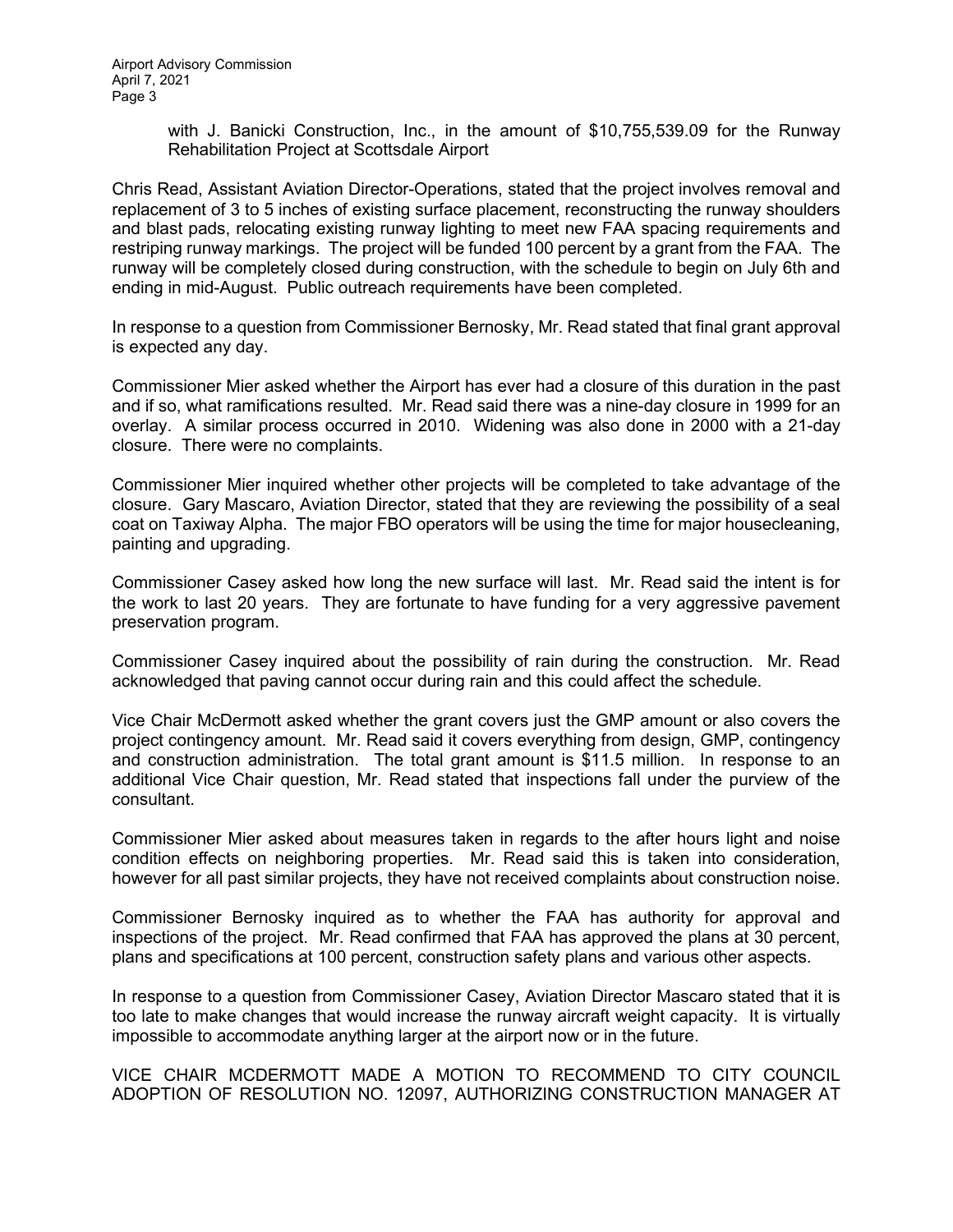with J. Banicki Construction, Inc., in the amount of $10,755,539.09 for the Runway Rehabilitation Project at Scottsdale Airport

Chris Read, Assistant Aviation Director-Operations, stated that the project involves removal and replacement of 3 to 5 inches of existing surface placement, reconstructing the runway shoulders and blast pads, relocating existing runway lighting to meet new FAA spacing requirements and restriping runway markings. The project will be funded 100 percent by a grant from the FAA. The runway will be completely closed during construction, with the schedule to begin on July 6th and ending in mid-August. Public outreach requirements have been completed.

In response to a question from Commissioner Bernosky, Mr. Read stated that final grant approval is expected any day.

Commissioner Mier asked whether the Airport has ever had a closure of this duration in the past and if so, what ramifications resulted. Mr. Read said there was a nine-day closure in 1999 for an overlay. A similar process occurred in 2010. Widening was also done in 2000 with a 21-day closure. There were no complaints.

Commissioner Mier inquired whether other projects will be completed to take advantage of the closure. Gary Mascaro, Aviation Director, stated that they are reviewing the possibility of a seal coat on Taxiway Alpha. The major FBO operators will be using the time for major housecleaning, painting and upgrading.

Commissioner Casey asked how long the new surface will last. Mr. Read said the intent is for the work to last 20 years. They are fortunate to have funding for a very aggressive pavement preservation program.

Commissioner Casey inquired about the possibility of rain during the construction. Mr. Read acknowledged that paving cannot occur during rain and this could affect the schedule.

Vice Chair McDermott asked whether the grant covers just the GMP amount or also covers the project contingency amount. Mr. Read said it covers everything from design, GMP, contingency and construction administration. The total grant amount is $11.5 million. In response to an additional Vice Chair question, Mr. Read stated that inspections fall under the purview of the consultant.

Commissioner Mier asked about measures taken in regards to the after hours light and noise condition effects on neighboring properties. Mr. Read said this is taken into consideration, however for all past similar projects, they have not received complaints about construction noise.

Commissioner Bernosky inquired as to whether the FAA has authority for approval and inspections of the project. Mr. Read confirmed that FAA has approved the plans at 30 percent, plans and specifications at 100 percent, construction safety plans and various other aspects.

In response to a question from Commissioner Casey, Aviation Director Mascaro stated that it is too late to make changes that would increase the runway aircraft weight capacity. It is virtually impossible to accommodate anything larger at the airport now or in the future.

VICE CHAIR MCDERMOTT MADE A MOTION TO RECOMMEND TO CITY COUNCIL ADOPTION OF RESOLUTION NO. 12097, AUTHORIZING CONSTRUCTION MANAGER AT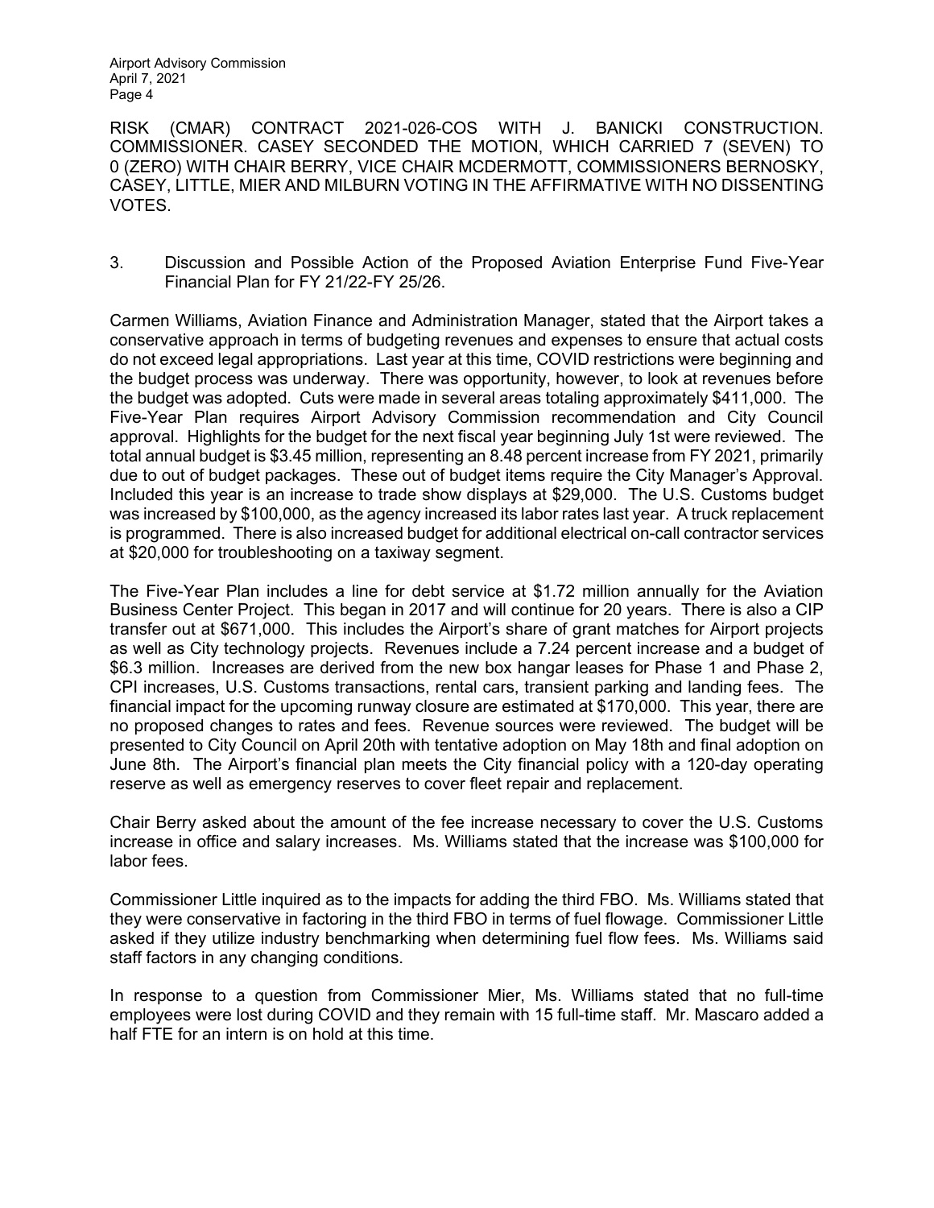RISK (CMAR) CONTRACT 2021-026-COS WITH J. BANICKI CONSTRUCTION. COMMISSIONER. CASEY SECONDED THE MOTION, WHICH CARRIED 7 (SEVEN) TO 0 (ZERO) WITH CHAIR BERRY, VICE CHAIR MCDERMOTT, COMMISSIONERS BERNOSKY, CASEY, LITTLE, MIER AND MILBURN VOTING IN THE AFFIRMATIVE WITH NO DISSENTING VOTES.

3. Discussion and Possible Action of the Proposed Aviation Enterprise Fund Five-Year Financial Plan for FY 21/22-FY 25/26.

Carmen Williams, Aviation Finance and Administration Manager, stated that the Airport takes a conservative approach in terms of budgeting revenues and expenses to ensure that actual costs do not exceed legal appropriations. Last year at this time, COVID restrictions were beginning and the budget process was underway. There was opportunity, however, to look at revenues before the budget was adopted. Cuts were made in several areas totaling approximately $411,000. The Five-Year Plan requires Airport Advisory Commission recommendation and City Council approval. Highlights for the budget for the next fiscal year beginning July 1st were reviewed. The total annual budget is $3.45 million, representing an 8.48 percent increase from FY 2021, primarily due to out of budget packages. These out of budget items require the City Manager's Approval. Included this year is an increase to trade show displays at $29,000. The U.S. Customs budget was increased by $100,000, as the agency increased its labor rates last year. A truck replacement is programmed. There is also increased budget for additional electrical on-call contractor services at $20,000 for troubleshooting on a taxiway segment.

The Five-Year Plan includes a line for debt service at $1.72 million annually for the Aviation Business Center Project. This began in 2017 and will continue for 20 years. There is also a CIP transfer out at $671,000. This includes the Airport's share of grant matches for Airport projects as well as City technology projects. Revenues include a 7.24 percent increase and a budget of $6.3 million. Increases are derived from the new box hangar leases for Phase 1 and Phase 2, CPI increases, U.S. Customs transactions, rental cars, transient parking and landing fees. The financial impact for the upcoming runway closure are estimated at $170,000. This year, there are no proposed changes to rates and fees. Revenue sources were reviewed. The budget will be presented to City Council on April 20th with tentative adoption on May 18th and final adoption on June 8th. The Airport's financial plan meets the City financial policy with a 120-day operating reserve as well as emergency reserves to cover fleet repair and replacement.

Chair Berry asked about the amount of the fee increase necessary to cover the U.S. Customs increase in office and salary increases. Ms. Williams stated that the increase was $100,000 for labor fees.

Commissioner Little inquired as to the impacts for adding the third FBO. Ms. Williams stated that they were conservative in factoring in the third FBO in terms of fuel flowage. Commissioner Little asked if they utilize industry benchmarking when determining fuel flow fees. Ms. Williams said staff factors in any changing conditions.

In response to a question from Commissioner Mier, Ms. Williams stated that no full-time employees were lost during COVID and they remain with 15 full-time staff. Mr. Mascaro added a half FTE for an intern is on hold at this time.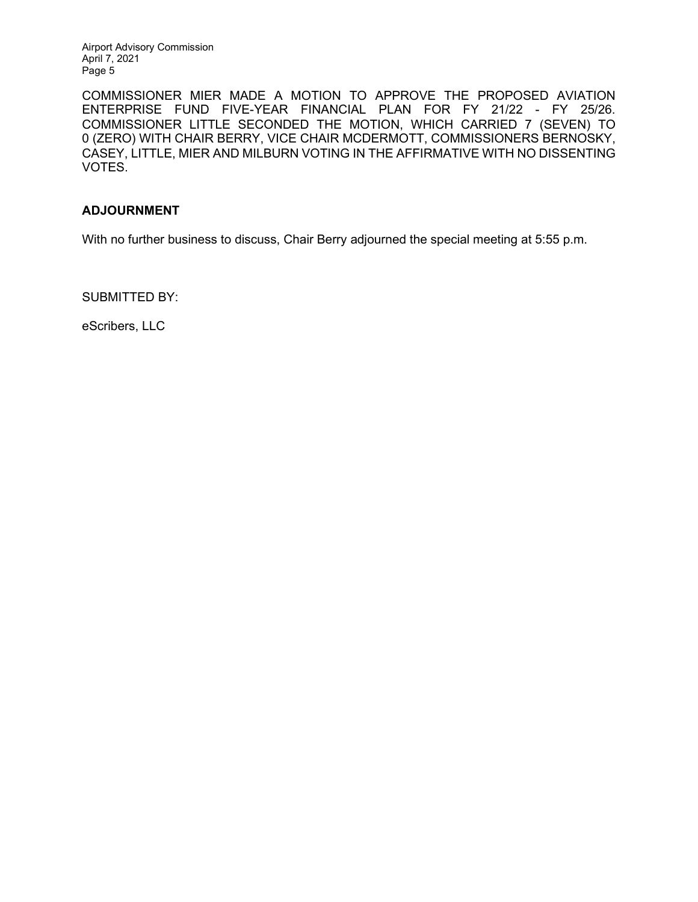COMMISSIONER MIER MADE A MOTION TO APPROVE THE PROPOSED AVIATION ENTERPRISE FUND FIVE-YEAR FINANCIAL PLAN FOR FY 21/22 - FY 25/26. COMMISSIONER LITTLE SECONDED THE MOTION, WHICH CARRIED 7 (SEVEN) TO 0 (ZERO) WITH CHAIR BERRY, VICE CHAIR MCDERMOTT, COMMISSIONERS BERNOSKY, CASEY, LITTLE, MIER AND MILBURN VOTING IN THE AFFIRMATIVE WITH NO DISSENTING VOTES.

## ADJOURNMENT

With no further business to discuss, Chair Berry adjourned the special meeting at 5:55 p.m.

SUBMITTED BY:

eScribers, LLC